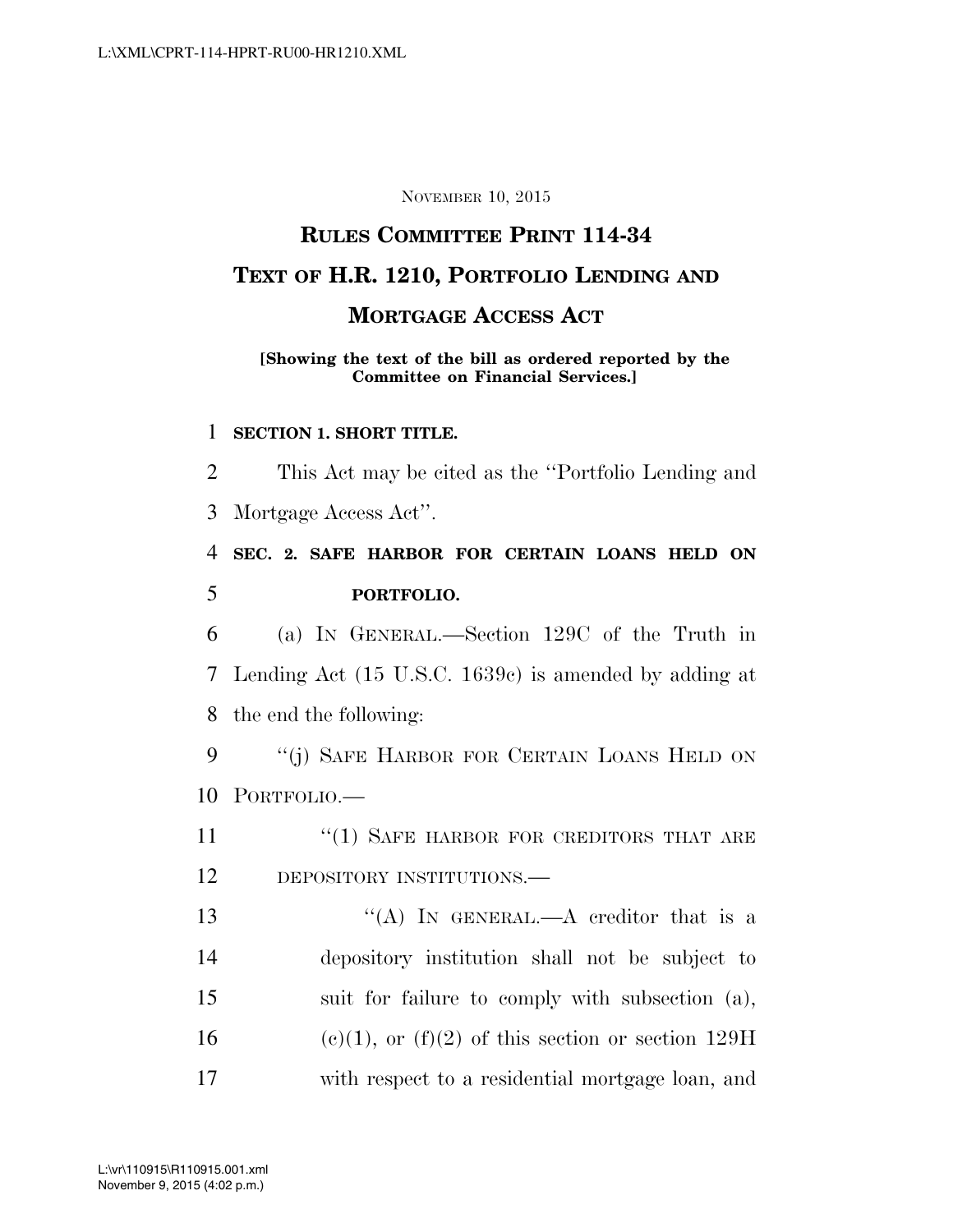NOVEMBER 10, 2015

# RULES COMMITTEE PRINT 114-34

# TEXT OF H.R. 1210, PORTFOLIO LENDING AND MORTGAGE ACCESS ACT

**[Showing the text of the bill as ordered reported by the Committee on Financial Services.]**

**SECTION 1. SHORT TITLE.**

This Act may be cited as the ''Portfolio Lending and Mortgage Access Act''.

**SEC. 2. SAFE HARBOR FOR CERTAIN LOANS HELD ON PORTFOLIO.**

(a) IN GENERAL.—Section 129C of the Truth in Lending Act (15 U.S.C. 1639c) is amended by adding at the end the following:

''(j) SAFE HARBOR FOR CERTAIN LOANS HELD ON PORTFOLIO.—

''(1) SAFE HARBOR FOR CREDITORS THAT ARE DEPOSITORY INSTITUTIONS.—

''(A) IN GENERAL.—A creditor that is a depository institution shall not be subject to suit for failure to comply with subsection (a), (c)(1), or (f)(2) of this section or section 129H with respect to a residential mortgage loan, and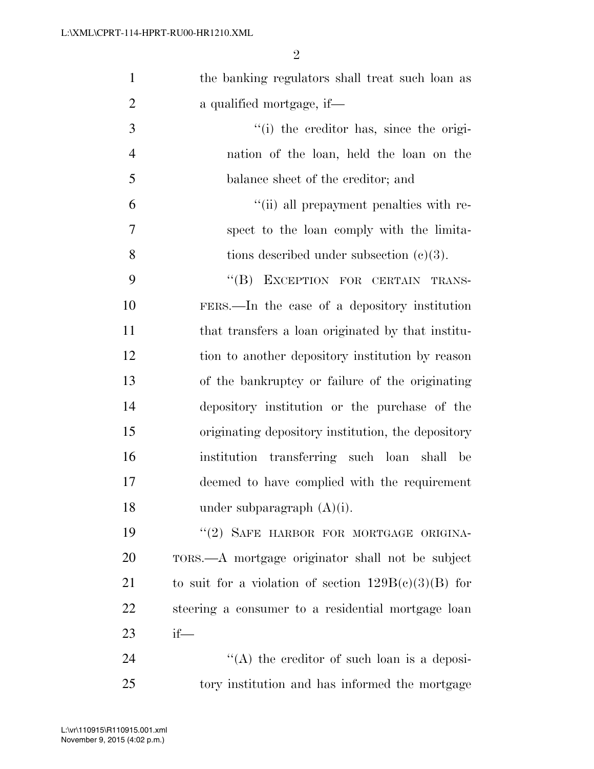the banking regulators shall treat such loan as a qualified mortgage, if—

''(i) the creditor has, since the origination of the loan, held the loan on the balance sheet of the creditor; and

''(ii) all prepayment penalties with respect to the loan comply with the limitations described under subsection (c)(3).

''(B) EXCEPTION FOR CERTAIN TRANSFERS.—In the case of a depository institution that transfers a loan originated by that institution to another depository institution by reason of the bankruptcy or failure of the originating depository institution or the purchase of the originating depository institution, the depository institution transferring such loan shall be deemed to have complied with the requirement under subparagraph (A)(i).

''(2) SAFE HARBOR FOR MORTGAGE ORIGINATORS.—A mortgage originator shall not be subject to suit for a violation of section 129B(c)(3)(B) for steering a consumer to a residential mortgage loan if—

''(A) the creditor of such loan is a depository institution and has informed the mortgage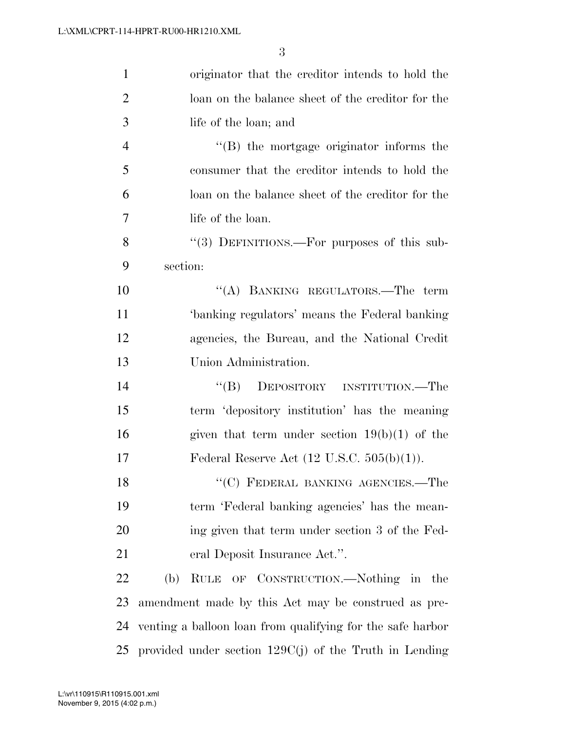originator that the creditor intends to hold the loan on the balance sheet of the creditor for the life of the loan; and

"(B) the mortgage originator informs the consumer that the creditor intends to hold the loan on the balance sheet of the creditor for the life of the loan.

"(3) DEFINITIONS.—For purposes of this subsection:

"(A) BANKING REGULATORS.—The term 'banking regulators' means the Federal banking agencies, the Bureau, and the National Credit Union Administration.

"(B) DEPOSITORY INSTITUTION.—The term 'depository institution' has the meaning given that term under section 19(b)(1) of the Federal Reserve Act (12 U.S.C. 505(b)(1)).

"(C) FEDERAL BANKING AGENCIES.—The term 'Federal banking agencies' has the meaning given that term under section 3 of the Federal Deposit Insurance Act.".

(b) RULE OF CONSTRUCTION.—Nothing in the amendment made by this Act may be construed as preventing a balloon loan from qualifying for the safe harbor provided under section 129C(j) of the Truth in Lending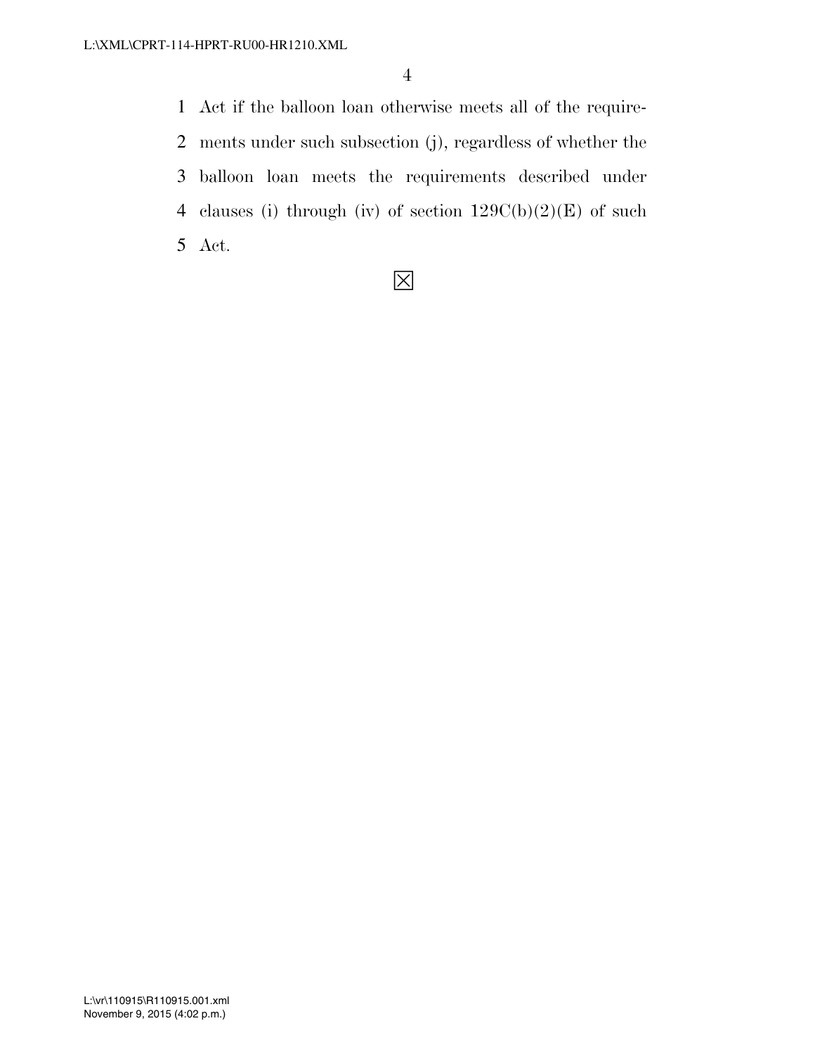Act if the balloon loan otherwise meets all of the requirements under such subsection (j), regardless of whether the balloon loan meets the requirements described under clauses (i) through (iv) of section 129C(b)(2)(E) of such Act.